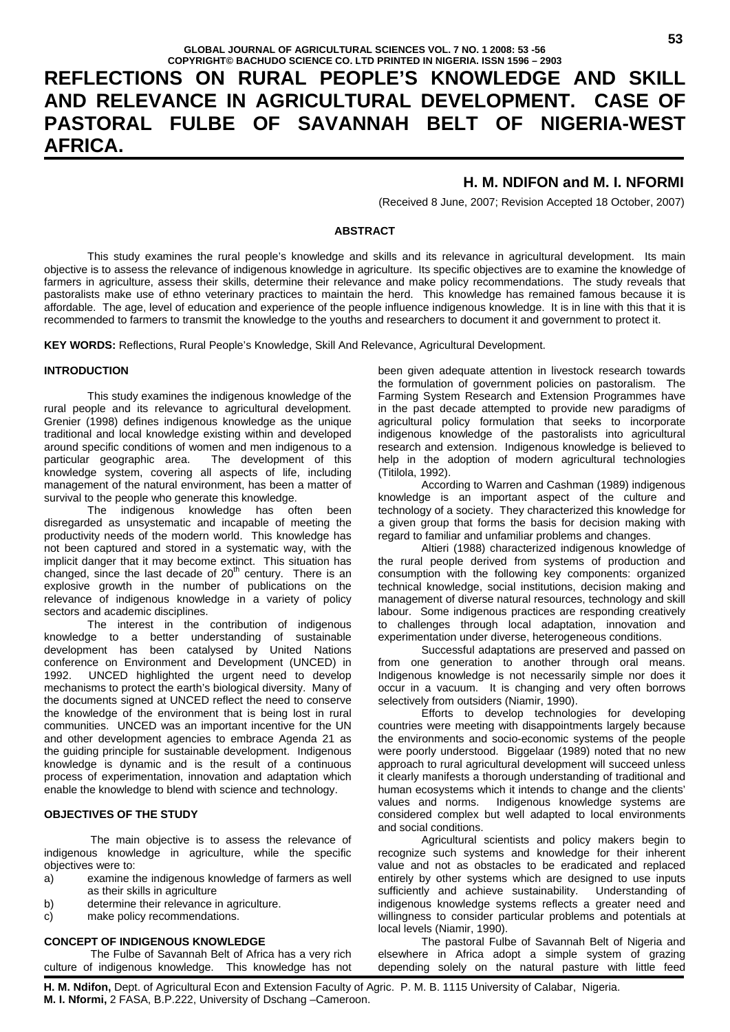# REFLECTIONS ON RURAL PEOPLE'S KNOWLEDGE AND SKILL AND RELEVANCE IN AGRICULTURAL DEVELOPMENT. CASE OF PASTORAL FULBE OF SAVANNAH BELT OF NIGERIA-WEST AFRICA.

**H. M. NDIFON and M. I. NFORMI**

(Received 8 June, 2007; Revision Accepted 18 October, 2007)

## ABSTRACT

This study examines the rural people's knowledge and skills and its relevance in agricultural development. Its main objective is to assess the relevance of indigenous knowledge in agriculture. Its specific objectives are to examine the knowledge of farmers in agriculture, assess their skills, determine their relevance and make policy recommendations. The study reveals that pastoralists make use of ethno veterinary practices to maintain the herd. This knowledge has remained famous because it is affordable. The age, level of education and experience of the people influence indigenous knowledge. It is in line with this that it is recommended to farmers to transmit the knowledge to the youths and researchers to document it and government to protect it.

**KEY WORDS:** Reflections, Rural People's Knowledge, Skill And Relevance, Agricultural Development.

## INTRODUCTION

This study examines the indigenous knowledge of the rural people and its relevance to agricultural development. Grenier (1998) defines indigenous knowledge as the unique traditional and local knowledge existing within and developed around specific conditions of women and men indigenous to a particular geographic area. The development of this knowledge system, covering all aspects of life, including management of the natural environment, has been a matter of survival to the people who generate this knowledge.

The indigenous knowledge has often been disregarded as unsystematic and incapable of meeting the productivity needs of the modern world. This knowledge has not been captured and stored in a systematic way, with the implicit danger that it may become extinct. This situation has changed, since the last decade of 20th century. There is an explosive growth in the number of publications on the relevance of indigenous knowledge in a variety of policy sectors and academic disciplines.

The interest in the contribution of indigenous knowledge to a better understanding of sustainable development has been catalysed by United Nations conference on Environment and Development (UNCED) in 1992. UNCED highlighted the urgent need to develop mechanisms to protect the earth's biological diversity. Many of the documents signed at UNCED reflect the need to conserve the knowledge of the environment that is being lost in rural communities. UNCED was an important incentive for the UN and other development agencies to embrace Agenda 21 as the guiding principle for sustainable development. Indigenous knowledge is dynamic and is the result of a continuous process of experimentation, innovation and adaptation which enable the knowledge to blend with science and technology.

## OBJECTIVES OF THE STUDY

The main objective is to assess the relevance of indigenous knowledge in agriculture, while the specific objectives were to:

a) examine the indigenous knowledge of farmers as well as their skills in agriculture
b) determine their relevance in agriculture.
c) make policy recommendations.

## CONCEPT OF INDIGENOUS KNOWLEDGE

The Fulbe of Savannah Belt of Africa has a very rich culture of indigenous knowledge. This knowledge has not been given adequate attention in livestock research towards the formulation of government policies on pastoralism. The Farming System Research and Extension Programmes have in the past decade attempted to provide new paradigms of agricultural policy formulation that seeks to incorporate indigenous knowledge of the pastoralists into agricultural research and extension. Indigenous knowledge is believed to help in the adoption of modern agricultural technologies (Titilola, 1992).

According to Warren and Cashman (1989) indigenous knowledge is an important aspect of the culture and technology of a society. They characterized this knowledge for a given group that forms the basis for decision making with regard to familiar and unfamiliar problems and changes.

Altieri (1988) characterized indigenous knowledge of the rural people derived from systems of production and consumption with the following key components: organized technical knowledge, social institutions, decision making and management of diverse natural resources, technology and skill labour. Some indigenous practices are responding creatively to challenges through local adaptation, innovation and experimentation under diverse, heterogeneous conditions.

Successful adaptations are preserved and passed on from one generation to another through oral means. Indigenous knowledge is not necessarily simple nor does it occur in a vacuum. It is changing and very often borrows selectively from outsiders (Niamir, 1990).

Efforts to develop technologies for developing countries were meeting with disappointments largely because the environments and socio-economic systems of the people were poorly understood. Biggelaar (1989) noted that no new approach to rural agricultural development will succeed unless it clearly manifests a thorough understanding of traditional and human ecosystems which it intends to change and the clients' values and norms. Indigenous knowledge systems are considered complex but well adapted to local environments and social conditions.

Agricultural scientists and policy makers begin to recognize such systems and knowledge for their inherent value and not as obstacles to be eradicated and replaced entirely by other systems which are designed to use inputs sufficiently and achieve sustainability. Understanding of indigenous knowledge systems reflects a greater need and willingness to consider particular problems and potentials at local levels (Niamir, 1990).

The pastoral Fulbe of Savannah Belt of Nigeria and elsewhere in Africa adopt a simple system of grazing depending solely on the natural pasture with little feed

**H. M. Ndifon,** Dept. of Agricultural Econ and Extension Faculty of Agric. P. M. B. 1115 University of Calabar, Nigeria.
**M. I. Nformi,** 2 FASA, B.P.222, University of Dschang –Cameroon.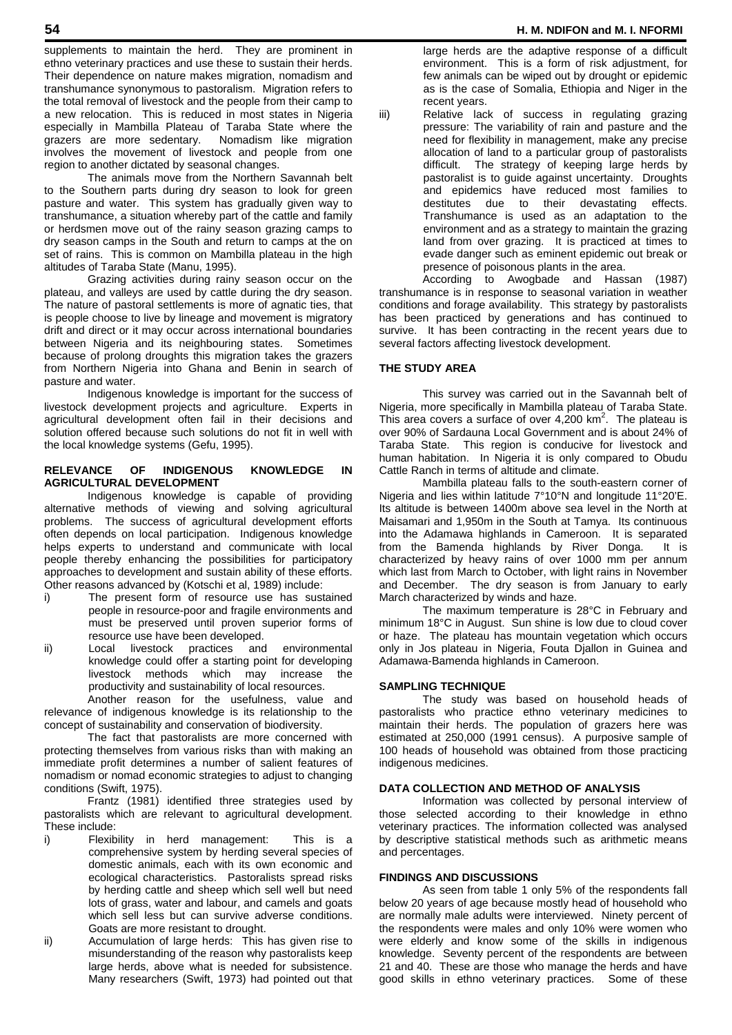supplements to maintain the herd. They are prominent in ethno veterinary practices and use these to sustain their herds. Their dependence on nature makes migration, nomadism and transhumance synonymous to pastoralism. Migration refers to the total removal of livestock and the people from their camp to a new relocation. This is reduced in most states in Nigeria especially in Mambilla Plateau of Taraba State where the grazers are more sedentary. Nomadism like migration involves the movement of livestock and people from one region to another dictated by seasonal changes.

The animals move from the Northern Savannah belt to the Southern parts during dry season to look for green pasture and water. This system has gradually given way to transhumance, a situation whereby part of the cattle and family or herdsmen move out of the rainy season grazing camps to dry season camps in the South and return to camps at the on set of rains. This is common on Mambilla plateau in the high altitudes of Taraba State (Manu, 1995).

Grazing activities during rainy season occur on the plateau, and valleys are used by cattle during the dry season. The nature of pastoral settlements is more of agnatic ties, that is people choose to live by lineage and movement is migratory drift and direct or it may occur across international boundaries between Nigeria and its neighbouring states. Sometimes because of prolong droughts this migration takes the grazers from Northern Nigeria into Ghana and Benin in search of pasture and water.

Indigenous knowledge is important for the success of livestock development projects and agriculture. Experts in agricultural development often fail in their decisions and solution offered because such solutions do not fit in well with the local knowledge systems (Gefu, 1995).

## RELEVANCE OF INDIGENOUS KNOWLEDGE IN AGRICULTURAL DEVELOPMENT

Indigenous knowledge is capable of providing alternative methods of viewing and solving agricultural problems. The success of agricultural development efforts often depends on local participation. Indigenous knowledge helps experts to understand and communicate with local people thereby enhancing the possibilities for participatory approaches to development and sustain ability of these efforts. Other reasons advanced by (Kotschi et al, 1989) include:

i) The present form of resource use has sustained people in resource-poor and fragile environments and must be preserved until proven superior forms of resource use have been developed.
ii) Local livestock practices and environmental knowledge could offer a starting point for developing livestock methods which may increase the productivity and sustainability of local resources.

Another reason for the usefulness, value and relevance of indigenous knowledge is its relationship to the concept of sustainability and conservation of biodiversity.

The fact that pastoralists are more concerned with protecting themselves from various risks than with making an immediate profit determines a number of salient features of nomadism or nomad economic strategies to adjust to changing conditions (Swift, 1975).

Frantz (1981) identified three strategies used by pastoralists which are relevant to agricultural development. These include:

i) Flexibility in herd management: This is a comprehensive system by herding several species of domestic animals, each with its own economic and ecological characteristics. Pastoralists spread risks by herding cattle and sheep which sell well but need lots of grass, water and labour, and camels and goats which sell less but can survive adverse conditions. Goats are more resistant to drought.
ii) Accumulation of large herds: This has given rise to misunderstanding of the reason why pastoralists keep large herds, above what is needed for subsistence. Many researchers (Swift, 1973) had pointed out that large herds are the adaptive response of a difficult environment. This is a form of risk adjustment, for few animals can be wiped out by drought or epidemic as is the case of Somalia, Ethiopia and Niger in the recent years.
iii) Relative lack of success in regulating grazing pressure: The variability of rain and pasture and the need for flexibility in management, make any precise allocation of land to a particular group of pastoralists difficult. The strategy of keeping large herds by pastoralist is to guide against uncertainty. Droughts and epidemics have reduced most families to destitutes due to their devastating effects. Transhumance is used as an adaptation to the environment and as a strategy to maintain the grazing land from over grazing. It is practiced at times to evade danger such as eminent epidemic out break or presence of poisonous plants in the area.

According to Awogbade and Hassan (1987) transhumance is in response to seasonal variation in weather conditions and forage availability. This strategy by pastoralists has been practiced by generations and has continued to survive. It has been contracting in the recent years due to several factors affecting livestock development.

## THE STUDY AREA

This survey was carried out in the Savannah belt of Nigeria, more specifically in Mambilla plateau of Taraba State. This area covers a surface of over 4,200 km$^2$. The plateau is over 90% of Sardauna Local Government and is about 24% of Taraba State. This region is conducive for livestock and human habitation. In Nigeria it is only compared to Obudu Cattle Ranch in terms of altitude and climate.

Mambilla plateau falls to the south-eastern corner of Nigeria and lies within latitude 7°10'N and longitude 11°20'E. Its altitude is between 1400m above sea level in the North at Maisamari and 1,950m in the South at Tamya. Its continuous into the Adamawa highlands in Cameroon. It is separated from the Bamenda highlands by River Donga. It is characterized by heavy rains of over 1000 mm per annum which last from March to October, with light rains in November and December. The dry season is from January to early March characterized by winds and haze.

The maximum temperature is 28°C in February and minimum 18°C in August. Sun shine is low due to cloud cover or haze. The plateau has mountain vegetation which occurs only in Jos plateau in Nigeria, Fouta Djallon in Guinea and Adamawa-Bamenda highlands in Cameroon.

## SAMPLING TECHNIQUE

The study was based on household heads of pastoralists who practice ethno veterinary medicines to maintain their herds. The population of grazers here was estimated at 250,000 (1991 census). A purposive sample of 100 heads of household was obtained from those practicing indigenous medicines.

## DATA COLLECTION AND METHOD OF ANALYSIS

Information was collected by personal interview of those selected according to their knowledge in ethno veterinary practices. The information collected was analysed by descriptive statistical methods such as arithmetic means and percentages.

## FINDINGS AND DISCUSSIONS

As seen from table 1 only 5% of the respondents fall below 20 years of age because mostly head of household who are normally male adults were interviewed. Ninety percent of the respondents were males and only 10% were women who were elderly and know some of the skills in indigenous knowledge. Seventy percent of the respondents are between 21 and 40. These are those who manage the herds and have good skills in ethno veterinary practices. Some of these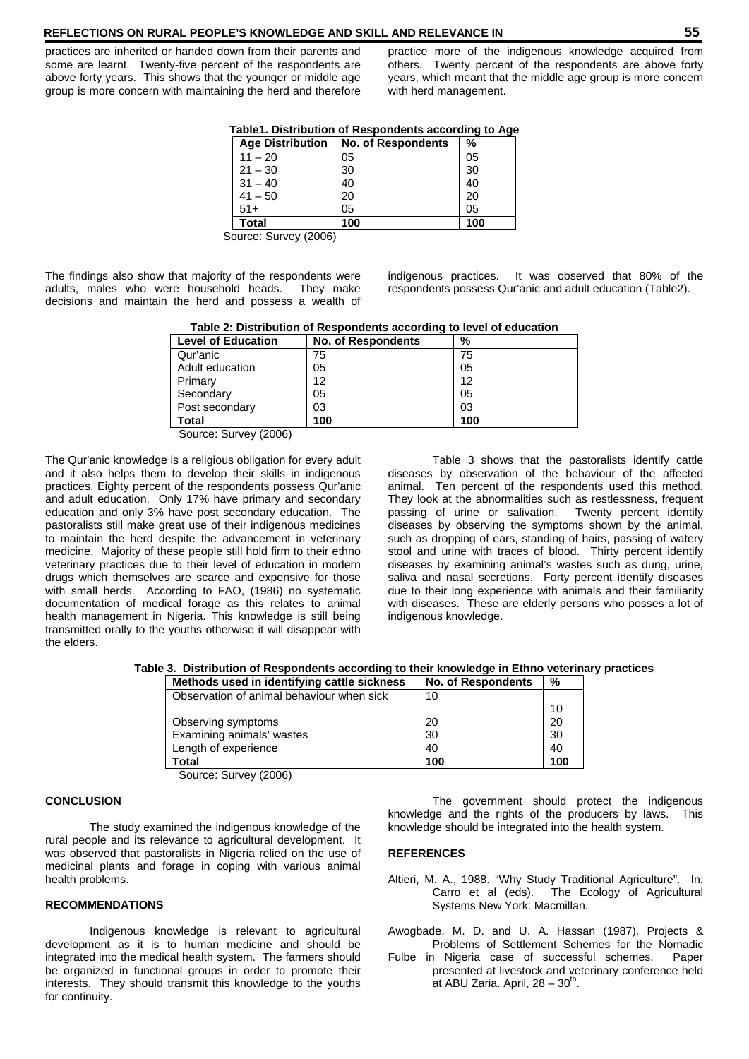practices are inherited or handed down from their parents and some are learnt. Twenty-five percent of the respondents are above forty years. This shows that the younger or middle age group is more concern with maintaining the herd and therefore practice more of the indigenous knowledge acquired from others. Twenty percent of the respondents are above forty years, which meant that the middle age group is more concern with herd management.

**Table1. Distribution of Respondents according to Age**

| Age Distribution | No. of Respondents | % |
|---|---|---|
| 11 – 20 | 05 | 05 |
| 21 – 30 | 30 | 30 |
| 31 – 40 | 40 | 40 |
| 41 – 50 | 20 | 20 |
| 51+ | 05 | 05 |
| **Total** | **100** | **100** |

Source: Survey (2006)

The findings also show that majority of the respondents were adults, males who were household heads. They make decisions and maintain the herd and possess a wealth of indigenous practices. It was observed that 80% of the respondents possess Qur'anic and adult education (Table2).

**Table 2: Distribution of Respondents according to level of education**

| Level of Education | No. of Respondents | % |
|---|---|---|
| Qur'anic | 75 | 75 |
| Adult education | 05 | 05 |
| Primary | 12 | 12 |
| Secondary | 05 | 05 |
| Post secondary | 03 | 03 |
| **Total** | **100** | **100** |

Source: Survey (2006)

The Qur'anic knowledge is a religious obligation for every adult and it also helps them to develop their skills in indigenous practices. Eighty percent of the respondents possess Qur'anic and adult education. Only 17% have primary and secondary education and only 3% have post secondary education. The pastoralists still make great use of their indigenous medicines to maintain the herd despite the advancement in veterinary medicine. Majority of these people still hold firm to their ethno veterinary practices due to their level of education in modern drugs which themselves are scarce and expensive for those with small herds. According to FAO, (1986) no systematic documentation of medical forage as this relates to animal health management in Nigeria. This knowledge is still being transmitted orally to the youths otherwise it will disappear with the elders.

Table 3 shows that the pastoralists identify cattle diseases by observation of the behaviour of the affected animal. Ten percent of the respondents used this method. They look at the abnormalities such as restlessness, frequent passing of urine or salivation. Twenty percent identify diseases by observing the symptoms shown by the animal, such as dropping of ears, standing of hairs, passing of watery stool and urine with traces of blood. Thirty percent identify diseases by examining animal's wastes such as dung, urine, saliva and nasal secretions. Forty percent identify diseases due to their long experience with animals and their familiarity with diseases. These are elderly persons who posses a lot of indigenous knowledge.

**Table 3. Distribution of Respondents according to their knowledge in Ethno veterinary practices**

| Methods used in identifying cattle sickness | No. of Respondents | % |
|---|---|---|
| Observation of animal behaviour when sick | 10 | 10 |
| Observing symptoms | 20 | 20 |
| Examining animals' wastes | 30 | 30 |
| Length of experience | 40 | 40 |
| **Total** | **100** | **100** |

Source: Survey (2006)

## CONCLUSION

The study examined the indigenous knowledge of the rural people and its relevance to agricultural development. It was observed that pastoralists in Nigeria relied on the use of medicinal plants and forage in coping with various animal health problems.

## RECOMMENDATIONS

Indigenous knowledge is relevant to agricultural development as it is to human medicine and should be integrated into the medical health system. The farmers should be organized in functional groups in order to promote their interests. They should transmit this knowledge to the youths for continuity.

The government should protect the indigenous knowledge and the rights of the producers by laws. This knowledge should be integrated into the health system.

## REFERENCES

Altieri, M. A., 1988. "Why Study Traditional Agriculture". In: Carro et al (eds). The Ecology of Agricultural Systems New York: Macmillan.

Awogbade, M. D. and U. A. Hassan (1987). Projects & Problems of Settlement Schemes for the Nomadic Fulbe in Nigeria case of successful schemes. Paper presented at livestock and veterinary conference held at ABU Zaria. April, 28 – 30th.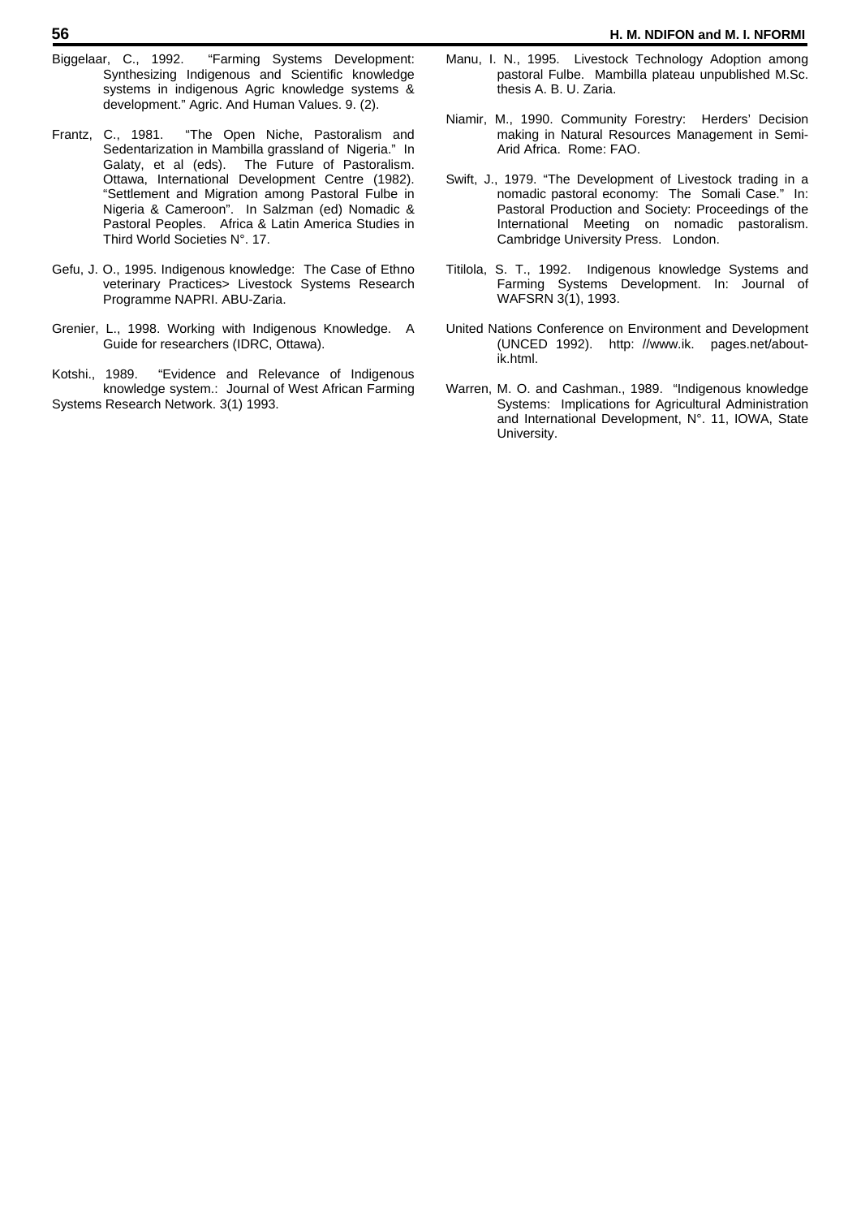Biggelaar, C., 1992. "Farming Systems Development: Synthesizing Indigenous and Scientific knowledge systems in indigenous Agric knowledge systems & development." Agric. And Human Values. 9. (2).

Frantz, C., 1981. "The Open Niche, Pastoralism and Sedentarization in Mambilla grassland of Nigeria." In Galaty, et al (eds). The Future of Pastoralism. Ottawa, International Development Centre (1982). "Settlement and Migration among Pastoral Fulbe in Nigeria & Cameroon". In Salzman (ed) Nomadic & Pastoral Peoples. Africa & Latin America Studies in Third World Societies N°. 17.

Gefu, J. O., 1995. Indigenous knowledge: The Case of Ethno veterinary Practices> Livestock Systems Research Programme NAPRI. ABU-Zaria.

Grenier, L., 1998. Working with Indigenous Knowledge. A Guide for researchers (IDRC, Ottawa).

Kotshi., 1989. "Evidence and Relevance of Indigenous knowledge system.: Journal of West African Farming Systems Research Network. 3(1) 1993.

Manu, I. N., 1995. Livestock Technology Adoption among pastoral Fulbe. Mambilla plateau unpublished M.Sc. thesis A. B. U. Zaria.

Niamir, M., 1990. Community Forestry: Herders' Decision making in Natural Resources Management in Semi-Arid Africa. Rome: FAO.

Swift, J., 1979. "The Development of Livestock trading in a nomadic pastoral economy: The Somali Case." In: Pastoral Production and Society: Proceedings of the International Meeting on nomadic pastoralism. Cambridge University Press. London.

Titilola, S. T., 1992. Indigenous knowledge Systems and Farming Systems Development. In: Journal of WAFSRN 3(1), 1993.

United Nations Conference on Environment and Development (UNCED 1992). http: //www.ik. pages.net/about-ik.html.

Warren, M. O. and Cashman., 1989. "Indigenous knowledge Systems: Implications for Agricultural Administration and International Development, N°. 11, IOWA, State University.